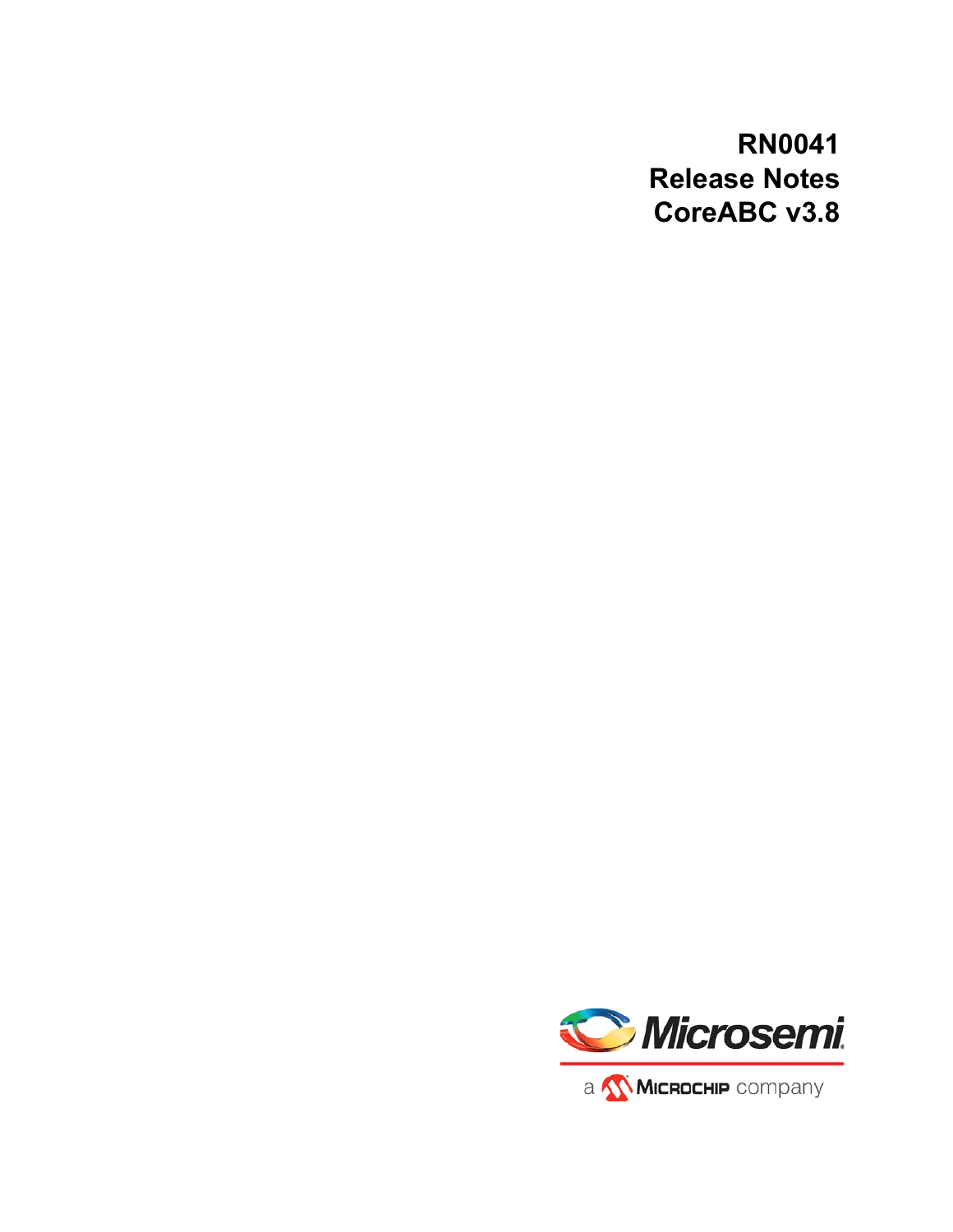# RN0041
# Release Notes
# CoreABC v3.8

Microsemi

a Microchip company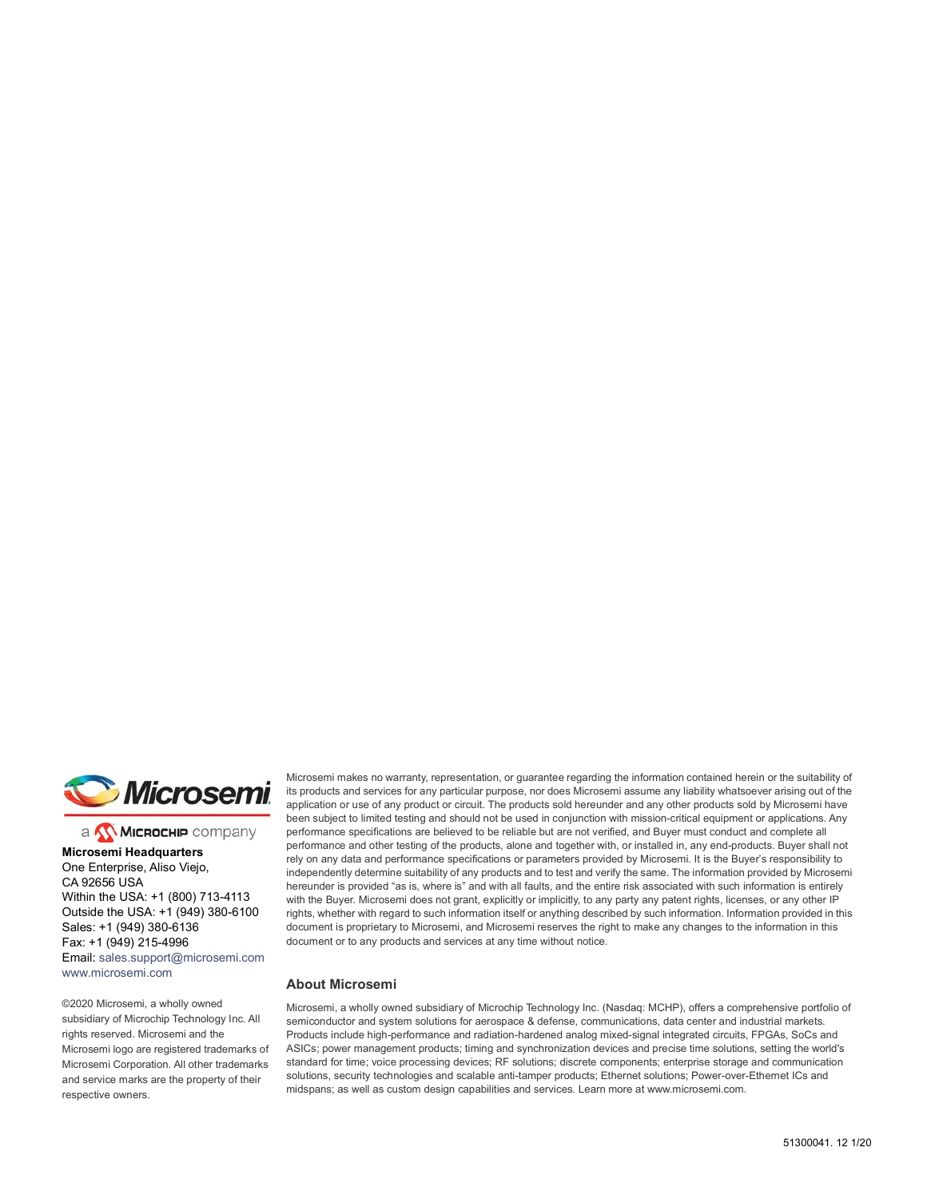a Microchip company

**Microsemi Headquarters**
One Enterprise, Aliso Viejo,
CA 92656 USA
Within the USA: +1 (800) 713-4113
Outside the USA: +1 (949) 380-6100
Sales: +1 (949) 380-6136
Fax: +1 (949) 215-4996
Email: sales.support@microsemi.com
www.microsemi.com

©2020 Microsemi, a wholly owned subsidiary of Microchip Technology Inc. All rights reserved. Microsemi and the Microsemi logo are registered trademarks of Microsemi Corporation. All other trademarks and service marks are the property of their respective owners.

Microsemi makes no warranty, representation, or guarantee regarding the information contained herein or the suitability of its products and services for any particular purpose, nor does Microsemi assume any liability whatsoever arising out of the application or use of any product or circuit. The products sold hereunder and any other products sold by Microsemi have been subject to limited testing and should not be used in conjunction with mission-critical equipment or applications. Any performance specifications are believed to be reliable but are not verified, and Buyer must conduct and complete all performance and other testing of the products, alone and together with, or installed in, any end-products. Buyer shall not rely on any data and performance specifications or parameters provided by Microsemi. It is the Buyer's responsibility to independently determine suitability of any products and to test and verify the same. The information provided by Microsemi hereunder is provided "as is, where is" and with all faults, and the entire risk associated with such information is entirely with the Buyer. Microsemi does not grant, explicitly or implicitly, to any party any patent rights, licenses, or any other IP rights, whether with regard to such information itself or anything described by such information. Information provided in this document is proprietary to Microsemi, and Microsemi reserves the right to make any changes to the information in this document or to any products and services at any time without notice.

### About Microsemi

Microsemi, a wholly owned subsidiary of Microchip Technology Inc. (Nasdaq: MCHP), offers a comprehensive portfolio of semiconductor and system solutions for aerospace & defense, communications, data center and industrial markets. Products include high-performance and radiation-hardened analog mixed-signal integrated circuits, FPGAs, SoCs and ASICs; power management products; timing and synchronization devices and precise time solutions, setting the world's standard for time; voice processing devices; RF solutions; discrete components; enterprise storage and communication solutions, security technologies and scalable anti-tamper products; Ethernet solutions; Power-over-Ethernet ICs and midspans; as well as custom design capabilities and services. Learn more at www.microsemi.com.

51300041. 12 1/20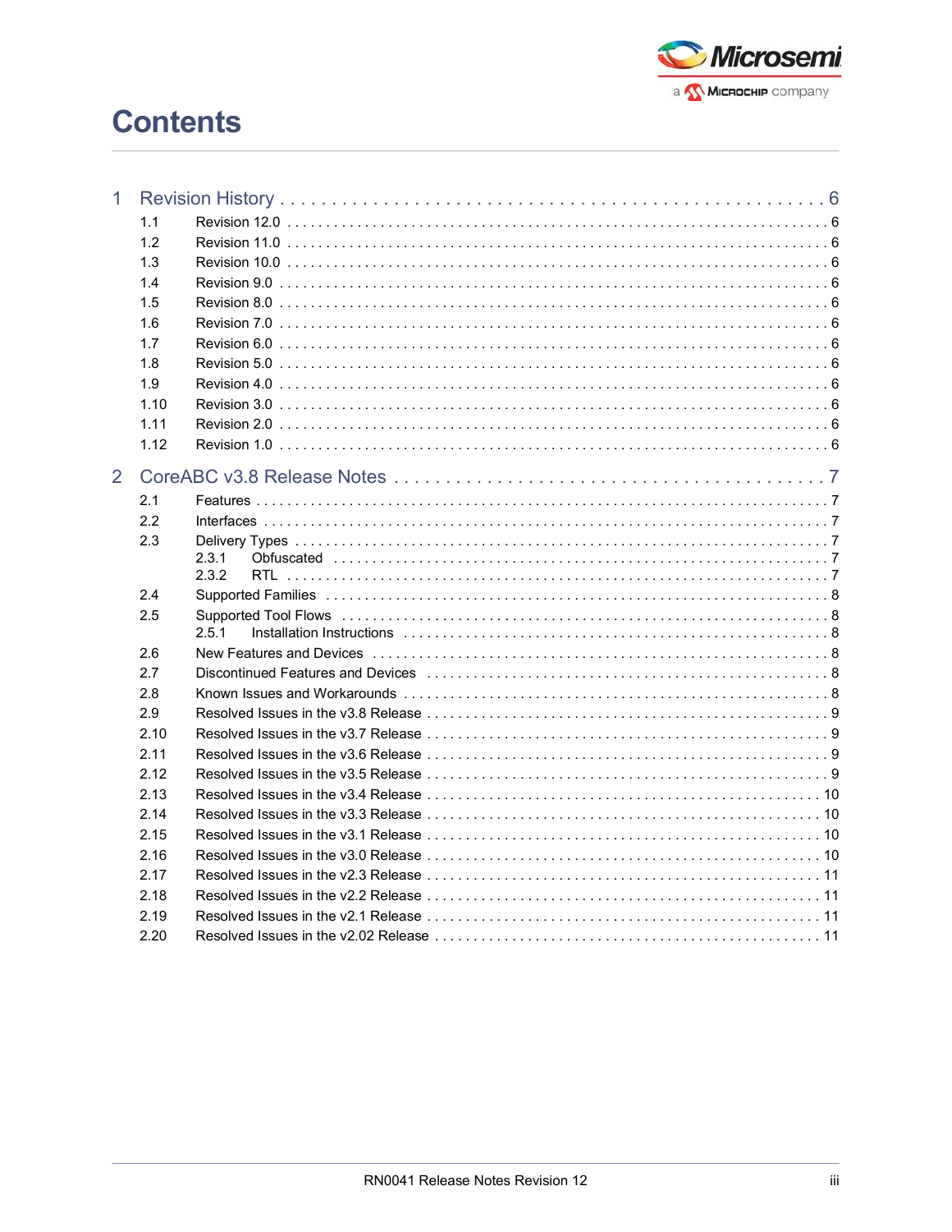# Contents

1 Revision History . . . . . . . . . . . . . . . . . . . . . . . . . . . . . . . . . . . . . . . . . . . . . . . . . 6
- 1.1 Revision 12.0 . . . . . . . . . . . . . . . . . . . . . . . . . . . . . . . . . . . . . . . . . . . . . . . . . 6
- 1.2 Revision 11.0 . . . . . . . . . . . . . . . . . . . . . . . . . . . . . . . . . . . . . . . . . . . . . . . . . 6
- 1.3 Revision 10.0 . . . . . . . . . . . . . . . . . . . . . . . . . . . . . . . . . . . . . . . . . . . . . . . . . 6
- 1.4 Revision 9.0 . . . . . . . . . . . . . . . . . . . . . . . . . . . . . . . . . . . . . . . . . . . . . . . . . 6
- 1.5 Revision 8.0 . . . . . . . . . . . . . . . . . . . . . . . . . . . . . . . . . . . . . . . . . . . . . . . . . 6
- 1.6 Revision 7.0 . . . . . . . . . . . . . . . . . . . . . . . . . . . . . . . . . . . . . . . . . . . . . . . . . 6
- 1.7 Revision 6.0 . . . . . . . . . . . . . . . . . . . . . . . . . . . . . . . . . . . . . . . . . . . . . . . . . 6
- 1.8 Revision 5.0 . . . . . . . . . . . . . . . . . . . . . . . . . . . . . . . . . . . . . . . . . . . . . . . . . 6
- 1.9 Revision 4.0 . . . . . . . . . . . . . . . . . . . . . . . . . . . . . . . . . . . . . . . . . . . . . . . . . 6
- 1.10 Revision 3.0 . . . . . . . . . . . . . . . . . . . . . . . . . . . . . . . . . . . . . . . . . . . . . . . . . 6
- 1.11 Revision 2.0 . . . . . . . . . . . . . . . . . . . . . . . . . . . . . . . . . . . . . . . . . . . . . . . . . 6
- 1.12 Revision 1.0 . . . . . . . . . . . . . . . . . . . . . . . . . . . . . . . . . . . . . . . . . . . . . . . . . 6

2 CoreABC v3.8 Release Notes . . . . . . . . . . . . . . . . . . . . . . . . . . . . . . . . . . . . . . . . 7
- 2.1 Features . . . . . . . . . . . . . . . . . . . . . . . . . . . . . . . . . . . . . . . . . . . . . . . . . 7
- 2.2 Interfaces . . . . . . . . . . . . . . . . . . . . . . . . . . . . . . . . . . . . . . . . . . . . . . . . . 7
- 2.3 Delivery Types . . . . . . . . . . . . . . . . . . . . . . . . . . . . . . . . . . . . . . . . . . . . . . . . . 7
  - 2.3.1 Obfuscated . . . . . . . . . . . . . . . . . . . . . . . . . . . . . . . . . . . . . . . . . . . . . . . . . 7
  - 2.3.2 RTL . . . . . . . . . . . . . . . . . . . . . . . . . . . . . . . . . . . . . . . . . . . . . . . . . 7
- 2.4 Supported Families . . . . . . . . . . . . . . . . . . . . . . . . . . . . . . . . . . . . . . . . . . . . . . . . . 8
- 2.5 Supported Tool Flows . . . . . . . . . . . . . . . . . . . . . . . . . . . . . . . . . . . . . . . . . . . . . . . . . 8
  - 2.5.1 Installation Instructions . . . . . . . . . . . . . . . . . . . . . . . . . . . . . . . . . . . . . . . . . . . . . . . . . 8
- 2.6 New Features and Devices . . . . . . . . . . . . . . . . . . . . . . . . . . . . . . . . . . . . . . . . . . . . . . . . . 8
- 2.7 Discontinued Features and Devices . . . . . . . . . . . . . . . . . . . . . . . . . . . . . . . . . . . . . . . . . . . . . . . . . 8
- 2.8 Known Issues and Workarounds . . . . . . . . . . . . . . . . . . . . . . . . . . . . . . . . . . . . . . . . . . . . . . . . . 8
- 2.9 Resolved Issues in the v3.8 Release . . . . . . . . . . . . . . . . . . . . . . . . . . . . . . . . . . . . . . . . . . . . . . . . . 9
- 2.10 Resolved Issues in the v3.7 Release . . . . . . . . . . . . . . . . . . . . . . . . . . . . . . . . . . . . . . . . . . . . . . . . . 9
- 2.11 Resolved Issues in the v3.6 Release . . . . . . . . . . . . . . . . . . . . . . . . . . . . . . . . . . . . . . . . . . . . . . . . . 9
- 2.12 Resolved Issues in the v3.5 Release . . . . . . . . . . . . . . . . . . . . . . . . . . . . . . . . . . . . . . . . . . . . . . . . . 9
- 2.13 Resolved Issues in the v3.4 Release . . . . . . . . . . . . . . . . . . . . . . . . . . . . . . . . . . . . . . . . . . . . . . . . . 10
- 2.14 Resolved Issues in the v3.3 Release . . . . . . . . . . . . . . . . . . . . . . . . . . . . . . . . . . . . . . . . . . . . . . . . . 10
- 2.15 Resolved Issues in the v3.1 Release . . . . . . . . . . . . . . . . . . . . . . . . . . . . . . . . . . . . . . . . . . . . . . . . . 10
- 2.16 Resolved Issues in the v3.0 Release . . . . . . . . . . . . . . . . . . . . . . . . . . . . . . . . . . . . . . . . . . . . . . . . . 10
- 2.17 Resolved Issues in the v2.3 Release . . . . . . . . . . . . . . . . . . . . . . . . . . . . . . . . . . . . . . . . . . . . . . . . . 11
- 2.18 Resolved Issues in the v2.2 Release . . . . . . . . . . . . . . . . . . . . . . . . . . . . . . . . . . . . . . . . . . . . . . . . . 11
- 2.19 Resolved Issues in the v2.1 Release . . . . . . . . . . . . . . . . . . . . . . . . . . . . . . . . . . . . . . . . . . . . . . . . . 11
- 2.20 Resolved Issues in the v2.02 Release . . . . . . . . . . . . . . . . . . . . . . . . . . . . . . . . . . . . . . . . . . . . . . . . . 11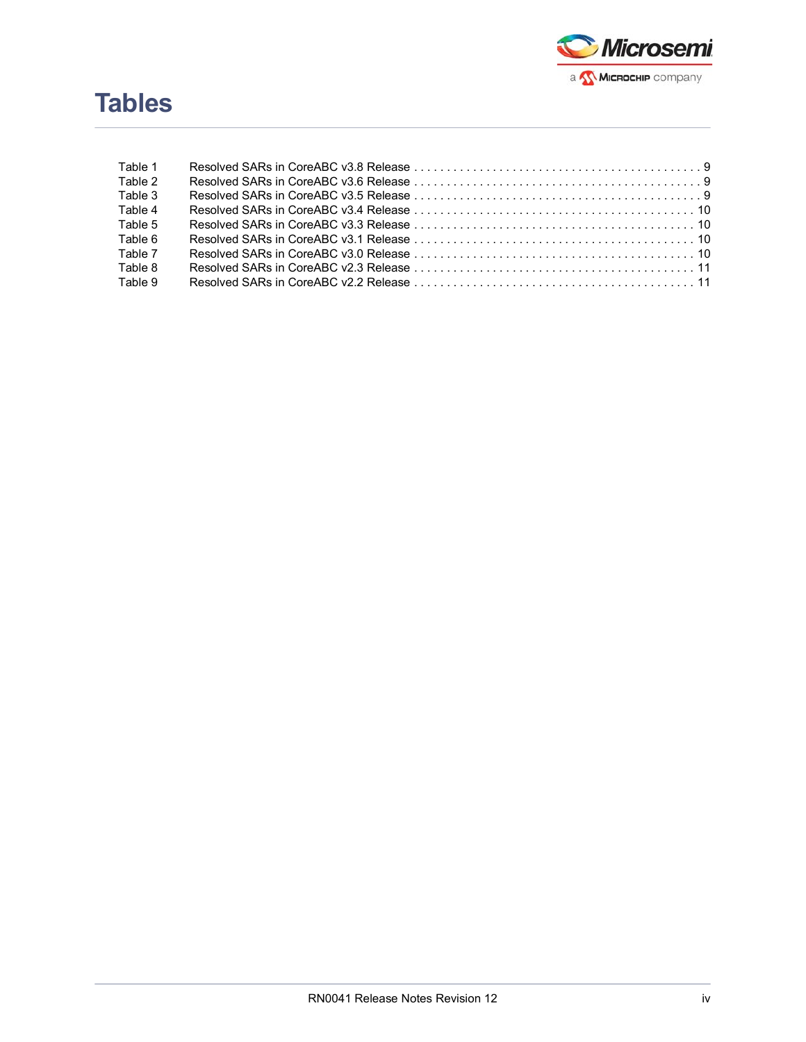# Tables

Table 1 Resolved SARs in CoreABC v3.8 Release . . . . . . . . . . . . . . . . . . . . . . . . . . . . . . . . . . . . . . . . . . . 9
Table 2 Resolved SARs in CoreABC v3.6 Release . . . . . . . . . . . . . . . . . . . . . . . . . . . . . . . . . . . . . . . . . . . 9
Table 3 Resolved SARs in CoreABC v3.5 Release . . . . . . . . . . . . . . . . . . . . . . . . . . . . . . . . . . . . . . . . . . . 9
Table 4 Resolved SARs in CoreABC v3.4 Release . . . . . . . . . . . . . . . . . . . . . . . . . . . . . . . . . . . . . . . . . . 10
Table 5 Resolved SARs in CoreABC v3.3 Release . . . . . . . . . . . . . . . . . . . . . . . . . . . . . . . . . . . . . . . . . . 10
Table 6 Resolved SARs in CoreABC v3.1 Release . . . . . . . . . . . . . . . . . . . . . . . . . . . . . . . . . . . . . . . . . . 10
Table 7 Resolved SARs in CoreABC v3.0 Release . . . . . . . . . . . . . . . . . . . . . . . . . . . . . . . . . . . . . . . . . . 10
Table 8 Resolved SARs in CoreABC v2.3 Release . . . . . . . . . . . . . . . . . . . . . . . . . . . . . . . . . . . . . . . . . . 11
Table 9 Resolved SARs in CoreABC v2.2 Release . . . . . . . . . . . . . . . . . . . . . . . . . . . . . . . . . . . . . . . . . . 11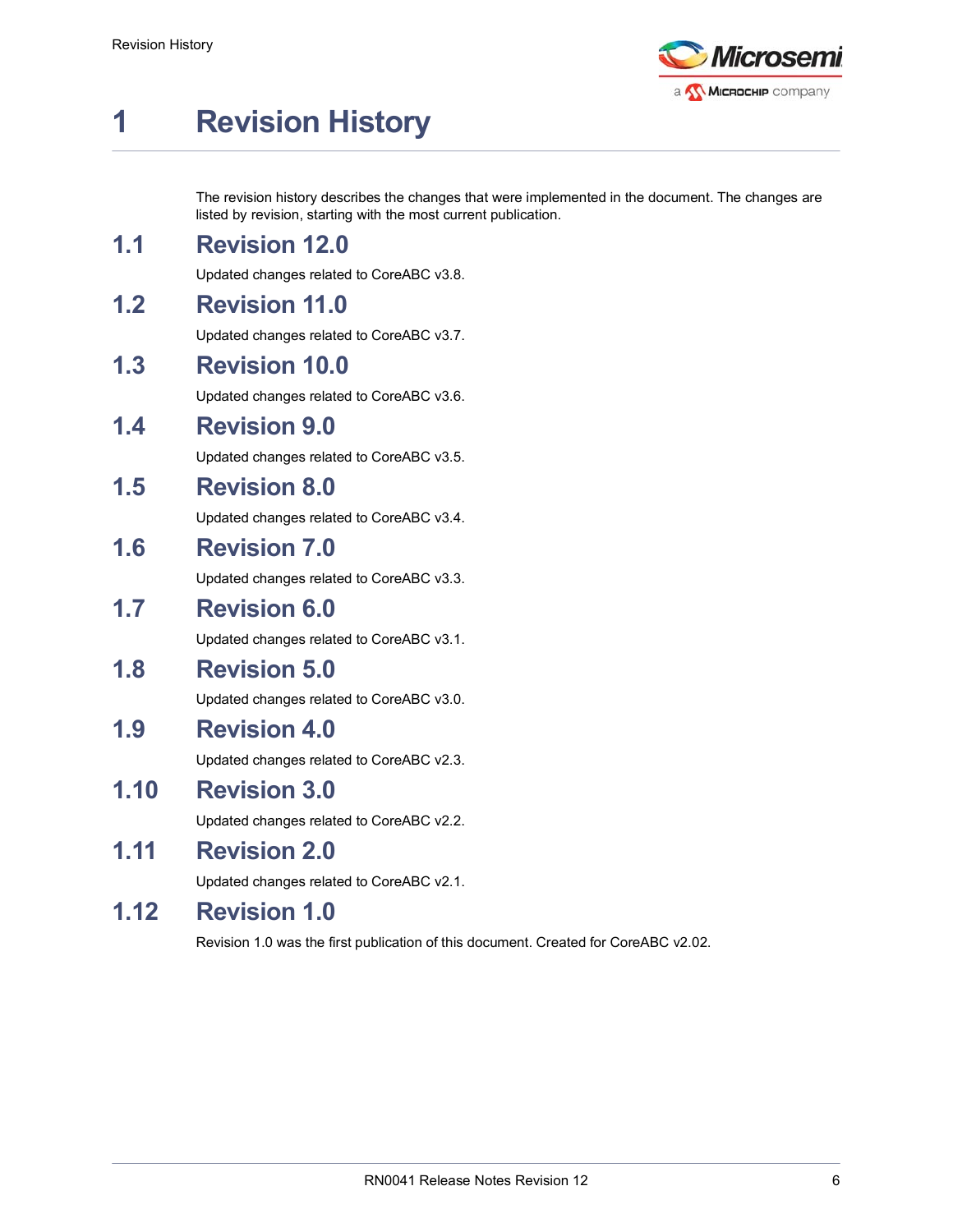# 1 Revision History

The revision history describes the changes that were implemented in the document. The changes are listed by revision, starting with the most current publication.

## 1.1 Revision 12.0

Updated changes related to CoreABC v3.8.

## 1.2 Revision 11.0

Updated changes related to CoreABC v3.7.

## 1.3 Revision 10.0

Updated changes related to CoreABC v3.6.

## 1.4 Revision 9.0

Updated changes related to CoreABC v3.5.

## 1.5 Revision 8.0

Updated changes related to CoreABC v3.4.

## 1.6 Revision 7.0

Updated changes related to CoreABC v3.3.

## 1.7 Revision 6.0

Updated changes related to CoreABC v3.1.

## 1.8 Revision 5.0

Updated changes related to CoreABC v3.0.

## 1.9 Revision 4.0

Updated changes related to CoreABC v2.3.

## 1.10 Revision 3.0

Updated changes related to CoreABC v2.2.

## 1.11 Revision 2.0

Updated changes related to CoreABC v2.1.

## 1.12 Revision 1.0

Revision 1.0 was the first publication of this document. Created for CoreABC v2.02.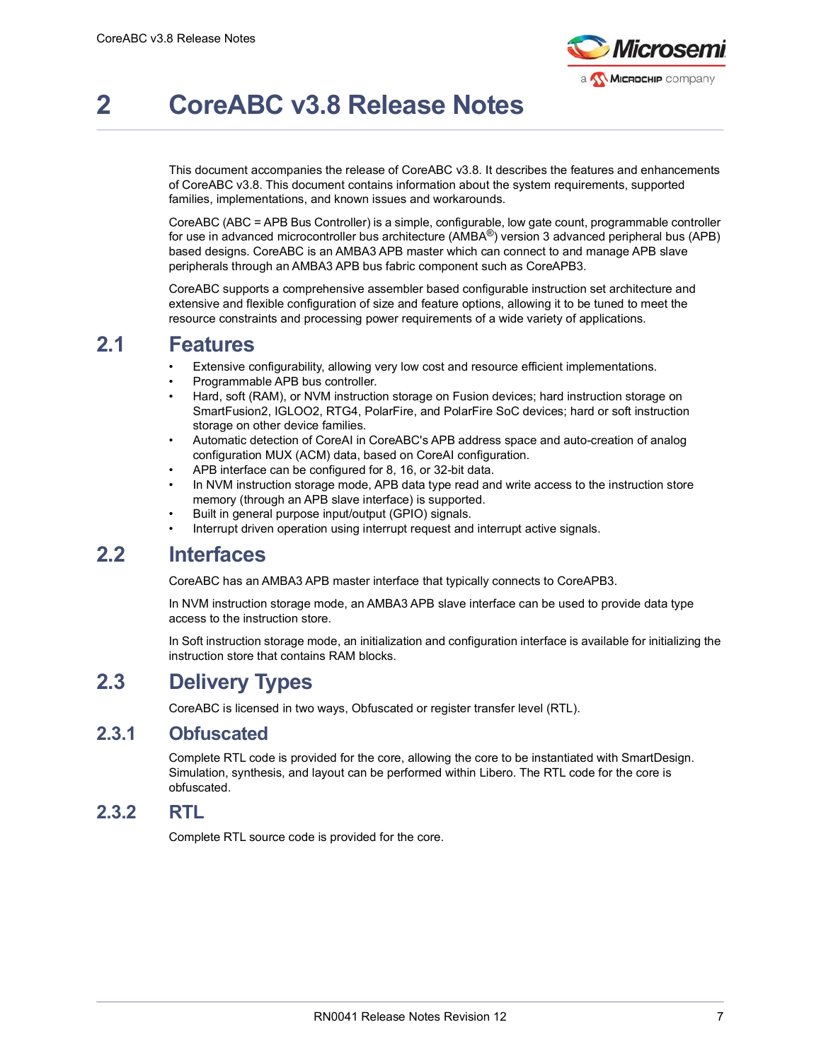# 2 CoreABC v3.8 Release Notes

This document accompanies the release of CoreABC v3.8. It describes the features and enhancements of CoreABC v3.8. This document contains information about the system requirements, supported families, implementations, and known issues and workarounds.

CoreABC (ABC = APB Bus Controller) is a simple, configurable, low gate count, programmable controller for use in advanced microcontroller bus architecture (AMBA®) version 3 advanced peripheral bus (APB) based designs. CoreABC is an AMBA3 APB master which can connect to and manage APB slave peripherals through an AMBA3 APB bus fabric component such as CoreAPB3.

CoreABC supports a comprehensive assembler based configurable instruction set architecture and extensive and flexible configuration of size and feature options, allowing it to be tuned to meet the resource constraints and processing power requirements of a wide variety of applications.

## 2.1 Features

- Extensive configurability, allowing very low cost and resource efficient implementations.
- Programmable APB bus controller.
- Hard, soft (RAM), or NVM instruction storage on Fusion devices; hard instruction storage on SmartFusion2, IGLOO2, RTG4, PolarFire, and PolarFire SoC devices; hard or soft instruction storage on other device families.
- Automatic detection of CoreAI in CoreABC's APB address space and auto-creation of analog configuration MUX (ACM) data, based on CoreAI configuration.
- APB interface can be configured for 8, 16, or 32-bit data.
- In NVM instruction storage mode, APB data type read and write access to the instruction store memory (through an APB slave interface) is supported.
- Built in general purpose input/output (GPIO) signals.
- Interrupt driven operation using interrupt request and interrupt active signals.

## 2.2 Interfaces

CoreABC has an AMBA3 APB master interface that typically connects to CoreAPB3.

In NVM instruction storage mode, an AMBA3 APB slave interface can be used to provide data type access to the instruction store.

In Soft instruction storage mode, an initialization and configuration interface is available for initializing the instruction store that contains RAM blocks.

## 2.3 Delivery Types

CoreABC is licensed in two ways, Obfuscated or register transfer level (RTL).

### 2.3.1 Obfuscated

Complete RTL code is provided for the core, allowing the core to be instantiated with SmartDesign. Simulation, synthesis, and layout can be performed within Libero. The RTL code for the core is obfuscated.

### 2.3.2 RTL

Complete RTL source code is provided for the core.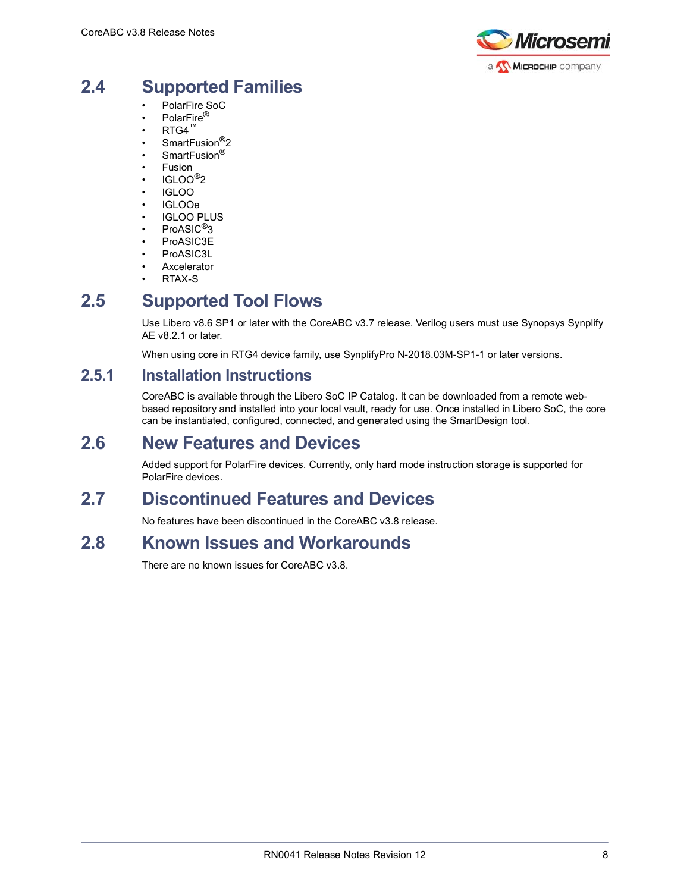## 2.4 Supported Families

- PolarFire SoC
- PolarFire®
- RTG4™
- SmartFusion®2
- SmartFusion®
- Fusion
- IGLOO®2
- IGLOO
- IGLOOe
- IGLOO PLUS
- ProASIC®3
- ProASIC3E
- ProASIC3L
- Axcelerator
- RTAX-S

## 2.5 Supported Tool Flows

Use Libero v8.6 SP1 or later with the CoreABC v3.7 release. Verilog users must use Synopsys Synplify AE v8.2.1 or later.

When using core in RTG4 device family, use SynplifyPro N-2018.03M-SP1-1 or later versions.

### 2.5.1 Installation Instructions

CoreABC is available through the Libero SoC IP Catalog. It can be downloaded from a remote web-based repository and installed into your local vault, ready for use. Once installed in Libero SoC, the core can be instantiated, configured, connected, and generated using the SmartDesign tool.

## 2.6 New Features and Devices

Added support for PolarFire devices. Currently, only hard mode instruction storage is supported for PolarFire devices.

## 2.7 Discontinued Features and Devices

No features have been discontinued in the CoreABC v3.8 release.

## 2.8 Known Issues and Workarounds

There are no known issues for CoreABC v3.8.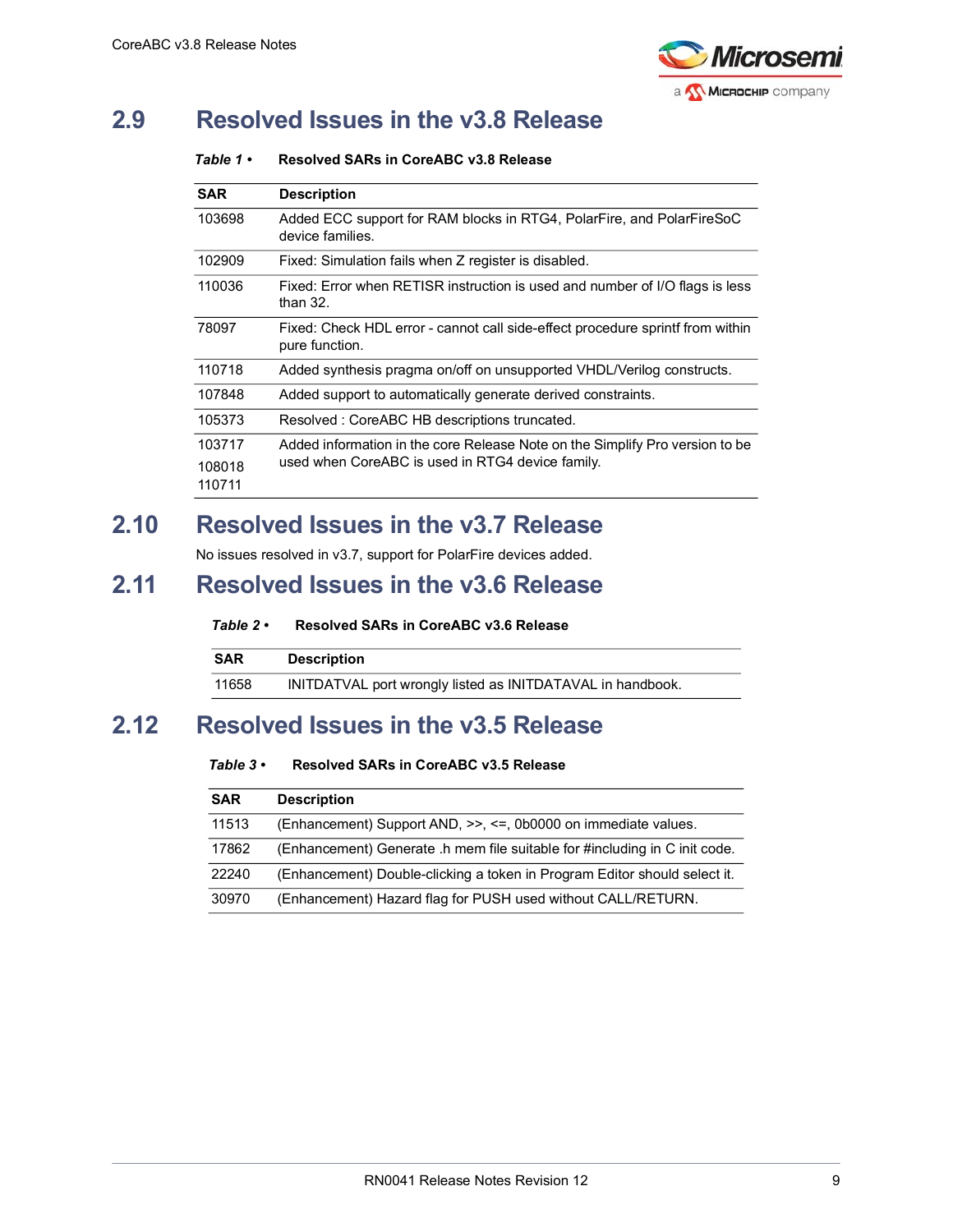## 2.9 Resolved Issues in the v3.8 Release

***Table 1 •*** **Resolved SARs in CoreABC v3.8 Release**

| SAR | Description |
|---|---|
| 103698 | Added ECC support for RAM blocks in RTG4, PolarFire, and PolarFireSoC device families. |
| 102909 | Fixed: Simulation fails when Z register is disabled. |
| 110036 | Fixed: Error when RETISR instruction is used and number of I/O flags is less than 32. |
| 78097 | Fixed: Check HDL error - cannot call side-effect procedure sprintf from within pure function. |
| 110718 | Added synthesis pragma on/off on unsupported VHDL/Verilog constructs. |
| 107848 | Added support to automatically generate derived constraints. |
| 105373 | Resolved : CoreABC HB descriptions truncated. |
| 103717<br>108018<br>110711 | Added information in the core Release Note on the Simplify Pro version to be used when CoreABC is used in RTG4 device family. |

## 2.10 Resolved Issues in the v3.7 Release

No issues resolved in v3.7, support for PolarFire devices added.

## 2.11 Resolved Issues in the v3.6 Release

***Table 2 •*** **Resolved SARs in CoreABC v3.6 Release**

| SAR | Description |
|---|---|
| 11658 | INITDATVAL port wrongly listed as INITDATAVAL in handbook. |

## 2.12 Resolved Issues in the v3.5 Release

***Table 3 •*** **Resolved SARs in CoreABC v3.5 Release**

| SAR | Description |
|---|---|
| 11513 | (Enhancement) Support AND, >>, <=, 0b0000 on immediate values. |
| 17862 | (Enhancement) Generate .h mem file suitable for #including in C init code. |
| 22240 | (Enhancement) Double-clicking a token in Program Editor should select it. |
| 30970 | (Enhancement) Hazard flag for PUSH used without CALL/RETURN. |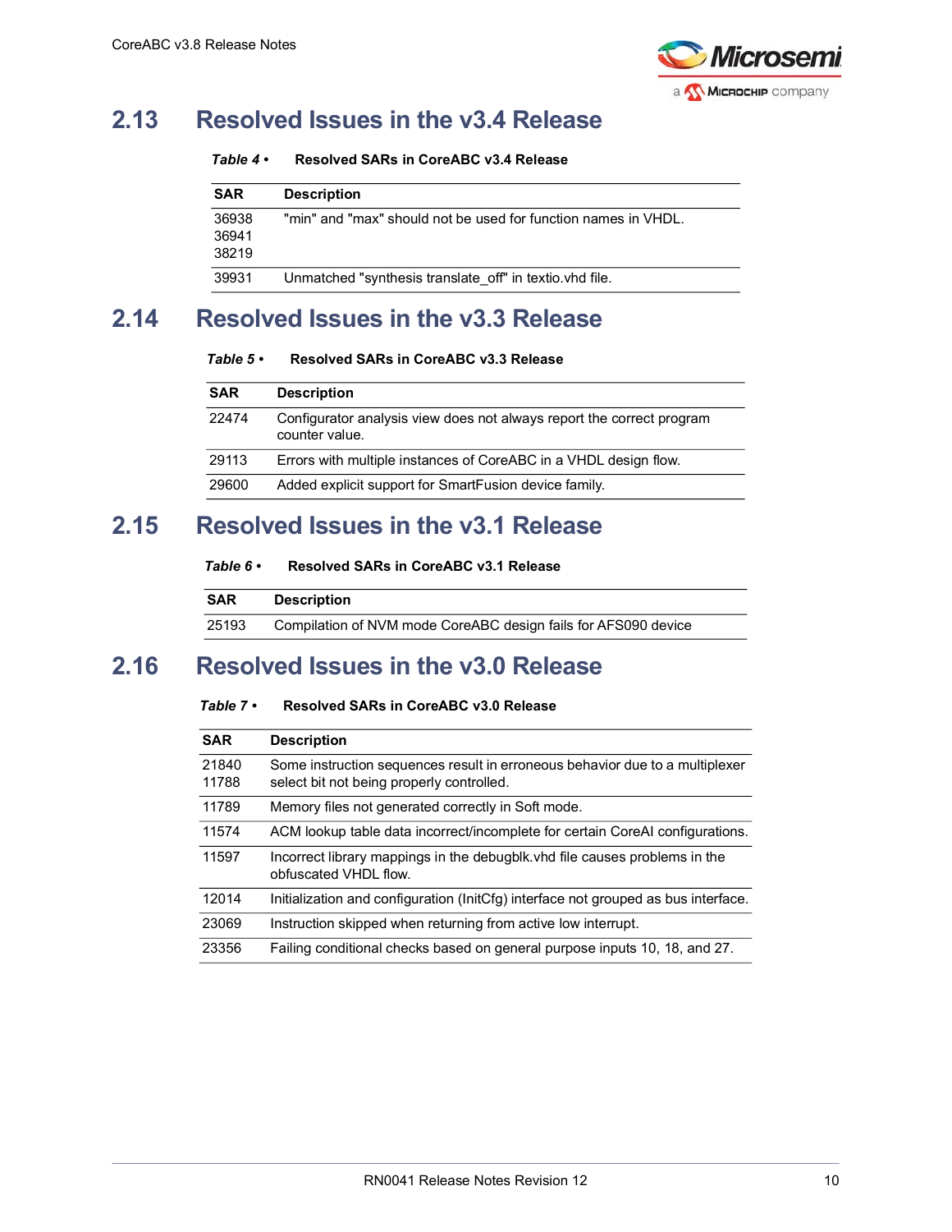## 2.13 Resolved Issues in the v3.4 Release

*Table 4 •* **Resolved SARs in CoreABC v3.4 Release**

| SAR | Description |
|---|---|
| 36938<br>36941<br>38219 | "min" and "max" should not be used for function names in VHDL. |
| 39931 | Unmatched "synthesis translate_off" in textio.vhd file. |

## 2.14 Resolved Issues in the v3.3 Release

*Table 5 •* **Resolved SARs in CoreABC v3.3 Release**

| SAR | Description |
|---|---|
| 22474 | Configurator analysis view does not always report the correct program counter value. |
| 29113 | Errors with multiple instances of CoreABC in a VHDL design flow. |
| 29600 | Added explicit support for SmartFusion device family. |

## 2.15 Resolved Issues in the v3.1 Release

*Table 6 •* **Resolved SARs in CoreABC v3.1 Release**

| SAR | Description |
|---|---|
| 25193 | Compilation of NVM mode CoreABC design fails for AFS090 device |

## 2.16 Resolved Issues in the v3.0 Release

*Table 7 •* **Resolved SARs in CoreABC v3.0 Release**

| SAR | Description |
|---|---|
| 21840<br>11788 | Some instruction sequences result in erroneous behavior due to a multiplexer select bit not being properly controlled. |
| 11789 | Memory files not generated correctly in Soft mode. |
| 11574 | ACM lookup table data incorrect/incomplete for certain CoreAI configurations. |
| 11597 | Incorrect library mappings in the debugblk.vhd file causes problems in the obfuscated VHDL flow. |
| 12014 | Initialization and configuration (InitCfg) interface not grouped as bus interface. |
| 23069 | Instruction skipped when returning from active low interrupt. |
| 23356 | Failing conditional checks based on general purpose inputs 10, 18, and 27. |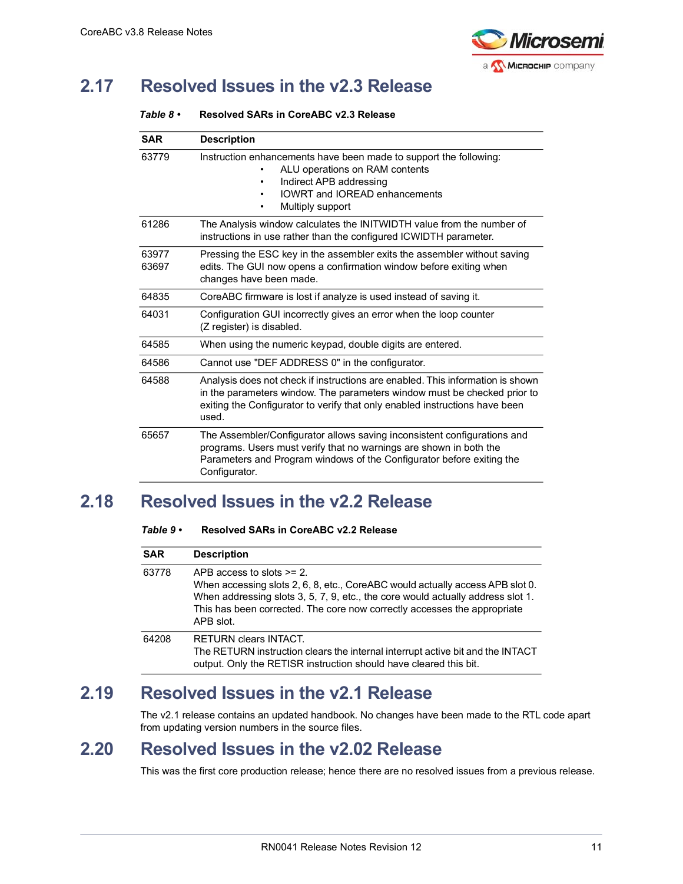## 2.17 Resolved Issues in the v2.3 Release

*Table 8 •* **Resolved SARs in CoreABC v2.3 Release**

| SAR | Description |
|---|---|
| 63779 | Instruction enhancements have been made to support the following:<br>• ALU operations on RAM contents<br>• Indirect APB addressing<br>• IOWRT and IOREAD enhancements<br>• Multiply support |
| 61286 | The Analysis window calculates the INITWIDTH value from the number of instructions in use rather than the configured ICWIDTH parameter. |
| 63977<br>63697 | Pressing the ESC key in the assembler exits the assembler without saving edits. The GUI now opens a confirmation window before exiting when changes have been made. |
| 64835 | CoreABC firmware is lost if analyze is used instead of saving it. |
| 64031 | Configuration GUI incorrectly gives an error when the loop counter (Z register) is disabled. |
| 64585 | When using the numeric keypad, double digits are entered. |
| 64586 | Cannot use "DEF ADDRESS 0" in the configurator. |
| 64588 | Analysis does not check if instructions are enabled. This information is shown in the parameters window. The parameters window must be checked prior to exiting the Configurator to verify that only enabled instructions have been used. |
| 65657 | The Assembler/Configurator allows saving inconsistent configurations and programs. Users must verify that no warnings are shown in both the Parameters and Program windows of the Configurator before exiting the Configurator. |

## 2.18 Resolved Issues in the v2.2 Release

*Table 9 •* **Resolved SARs in CoreABC v2.2 Release**

| SAR | Description |
|---|---|
| 63778 | APB access to slots >= 2.<br>When accessing slots 2, 6, 8, etc., CoreABC would actually access APB slot 0. When addressing slots 3, 5, 7, 9, etc., the core would actually address slot 1. This has been corrected. The core now correctly accesses the appropriate APB slot. |
| 64208 | RETURN clears INTACT.<br>The RETURN instruction clears the internal interrupt active bit and the INTACT output. Only the RETISR instruction should have cleared this bit. |

## 2.19 Resolved Issues in the v2.1 Release

The v2.1 release contains an updated handbook. No changes have been made to the RTL code apart from updating version numbers in the source files.

## 2.20 Resolved Issues in the v2.02 Release

This was the first core production release; hence there are no resolved issues from a previous release.